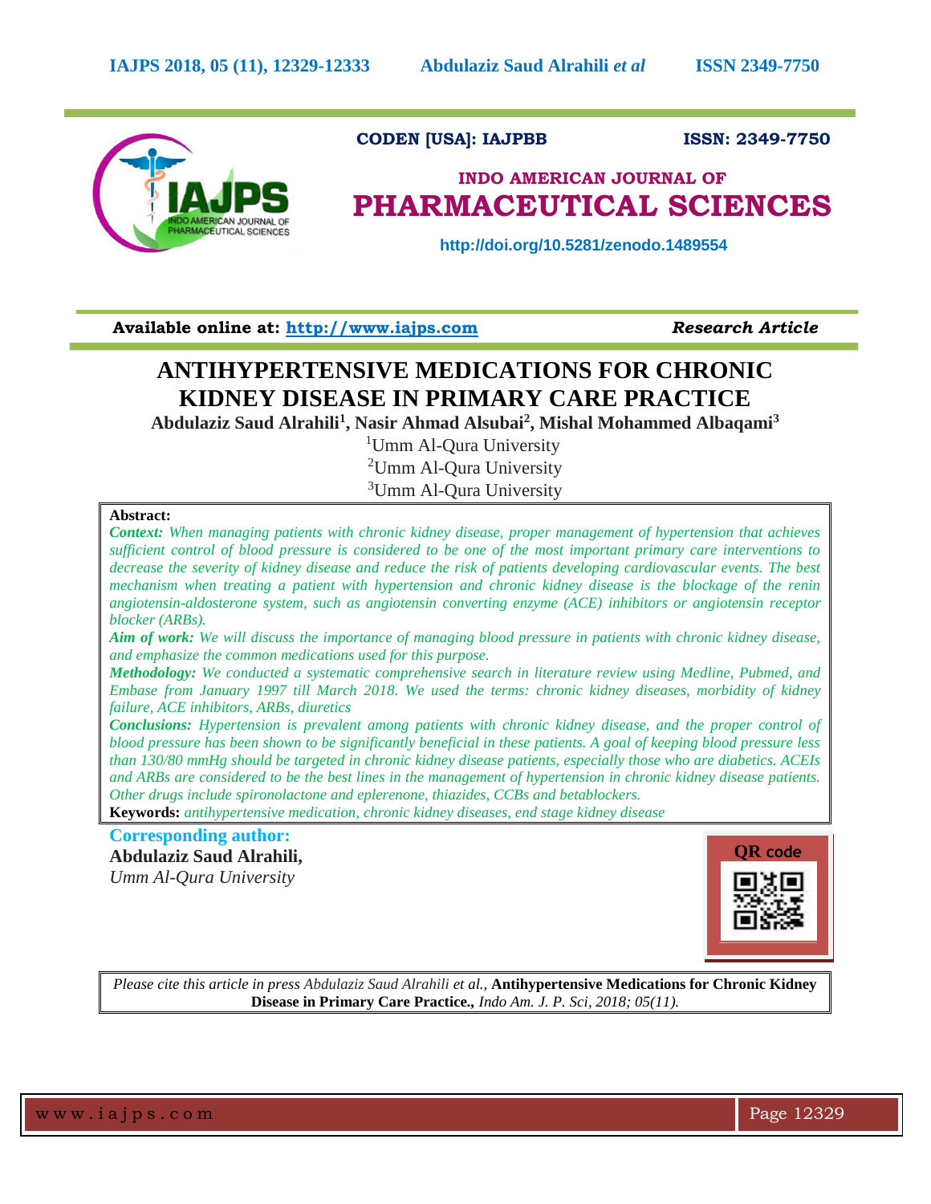CODEN [USA]: IAJPBB ISSN: 2349-7750

**INDO AMERICAN JOURNAL OF**
**PHARMACEUTICAL SCIENCES**

http://doi.org/10.5281/zenodo.1489554

**Available online at:** http://www.iajps.com *Research Article*

# ANTIHYPERTENSIVE MEDICATIONS FOR CHRONIC KIDNEY DISEASE IN PRIMARY CARE PRACTICE

**Abdulaziz Saud Alrahili[1], Nasir Ahmad Alsubai[2], Mishal Mohammed Albaqami[3]**

[1]Umm Al-Qura University
[2]Umm Al-Qura University
[3]Umm Al-Qura University

**Abstract:**

***Context:*** *When managing patients with chronic kidney disease, proper management of hypertension that achieves sufficient control of blood pressure is considered to be one of the most important primary care interventions to decrease the severity of kidney disease and reduce the risk of patients developing cardiovascular events. The best mechanism when treating a patient with hypertension and chronic kidney disease is the blockage of the renin angiotensin-aldosterone system, such as angiotensin converting enzyme (ACE) inhibitors or angiotensin receptor blocker (ARBs).*

***Aim of work:*** *We will discuss the importance of managing blood pressure in patients with chronic kidney disease, and emphasize the common medications used for this purpose.*

***Methodology:*** *We conducted a systematic comprehensive search in literature review using Medline, Pubmed, and Embase from January 1997 till March 2018. We used the terms: chronic kidney diseases, morbidity of kidney failure, ACE inhibitors, ARBs, diuretics*

***Conclusions:*** *Hypertension is prevalent among patients with chronic kidney disease, and the proper control of blood pressure has been shown to be significantly beneficial in these patients. A goal of keeping blood pressure less than 130/80 mmHg should be targeted in chronic kidney disease patients, especially those who are diabetics. ACEIs and ARBs are considered to be the best lines in the management of hypertension in chronic kidney disease patients. Other drugs include spironolactone and eplerenone, thiazides, CCBs and betablockers.*

**Keywords:** *antihypertensive medication, chronic kidney diseases, end stage kidney disease*

**Corresponding author:**
**Abdulaziz Saud Alrahili,**
*Umm Al-Qura University*

QR code

*Please cite this article in press Abdulaziz Saud Alrahili et al.,* **Antihypertensive Medications for Chronic Kidney Disease in Primary Care Practice.,** *Indo Am. J. P. Sci, 2018; 05(11).*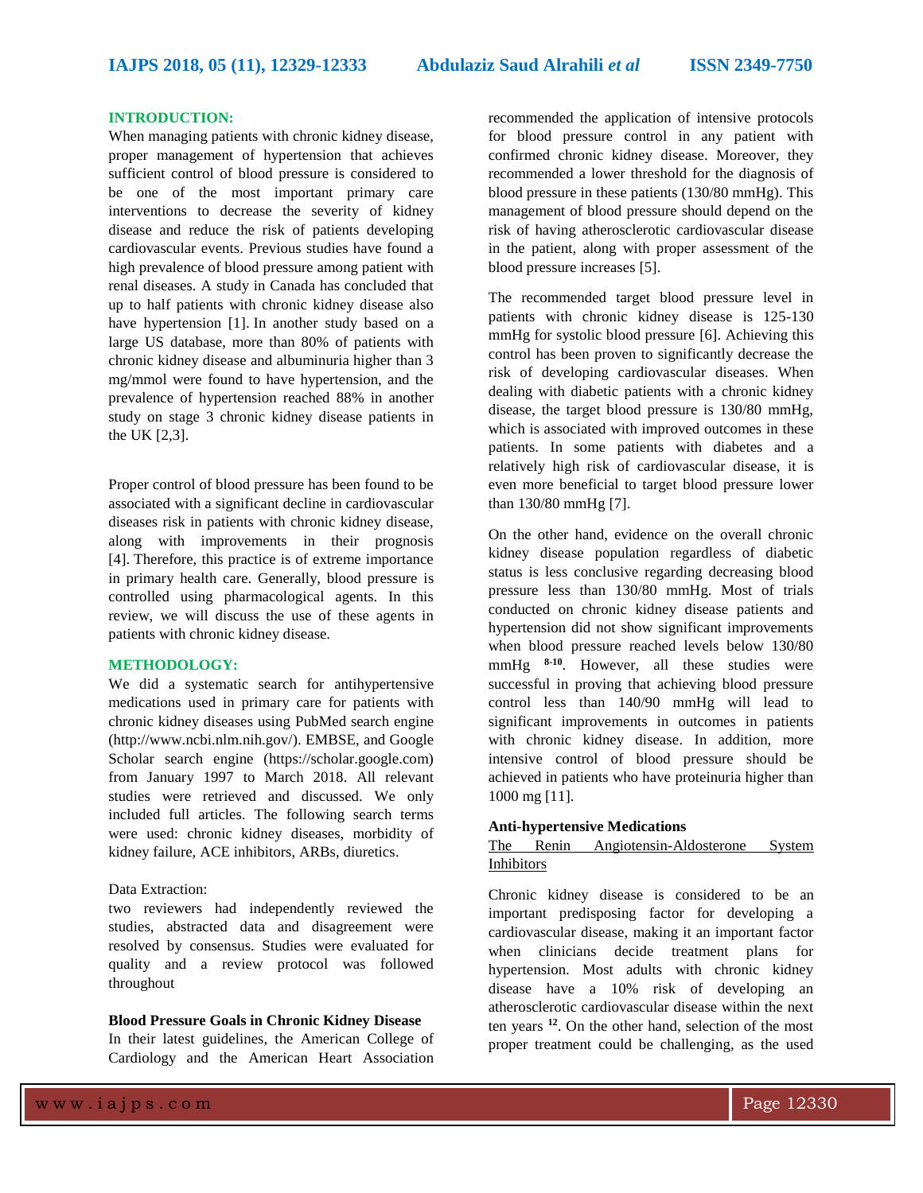## INTRODUCTION:

When managing patients with chronic kidney disease, proper management of hypertension that achieves sufficient control of blood pressure is considered to be one of the most important primary care interventions to decrease the severity of kidney disease and reduce the risk of patients developing cardiovascular events. Previous studies have found a high prevalence of blood pressure among patient with renal diseases. A study in Canada has concluded that up to half patients with chronic kidney disease also have hypertension [1]. In another study based on a large US database, more than 80% of patients with chronic kidney disease and albuminuria higher than 3 mg/mmol were found to have hypertension, and the prevalence of hypertension reached 88% in another study on stage 3 chronic kidney disease patients in the UK [2,3].

Proper control of blood pressure has been found to be associated with a significant decline in cardiovascular diseases risk in patients with chronic kidney disease, along with improvements in their prognosis [4]. Therefore, this practice is of extreme importance in primary health care. Generally, blood pressure is controlled using pharmacological agents. In this review, we will discuss the use of these agents in patients with chronic kidney disease.

## METHODOLOGY:

We did a systematic search for antihypertensive medications used in primary care for patients with chronic kidney diseases using PubMed search engine (http://www.ncbi.nlm.nih.gov/). EMBSE, and Google Scholar search engine (https://scholar.google.com) from January 1997 to March 2018. All relevant studies were retrieved and discussed. We only included full articles. The following search terms were used: chronic kidney diseases, morbidity of kidney failure, ACE inhibitors, ARBs, diuretics.

Data Extraction:

two reviewers had independently reviewed the studies, abstracted data and disagreement were resolved by consensus. Studies were evaluated for quality and a review protocol was followed throughout

### Blood Pressure Goals in Chronic Kidney Disease

In their latest guidelines, the American College of Cardiology and the American Heart Association recommended the application of intensive protocols for blood pressure control in any patient with confirmed chronic kidney disease. Moreover, they recommended a lower threshold for the diagnosis of blood pressure in these patients (130/80 mmHg). This management of blood pressure should depend on the risk of having atherosclerotic cardiovascular disease in the patient, along with proper assessment of the blood pressure increases [5].

The recommended target blood pressure level in patients with chronic kidney disease is 125-130 mmHg for systolic blood pressure [6]. Achieving this control has been proven to significantly decrease the risk of developing cardiovascular diseases. When dealing with diabetic patients with a chronic kidney disease, the target blood pressure is 130/80 mmHg, which is associated with improved outcomes in these patients. In some patients with diabetes and a relatively high risk of cardiovascular disease, it is even more beneficial to target blood pressure lower than 130/80 mmHg [7].

On the other hand, evidence on the overall chronic kidney disease population regardless of diabetic status is less conclusive regarding decreasing blood pressure less than 130/80 mmHg. Most of trials conducted on chronic kidney disease patients and hypertension did not show significant improvements when blood pressure reached levels below 130/80 mmHg [8-10]. However, all these studies were successful in proving that achieving blood pressure control less than 140/90 mmHg will lead to significant improvements in outcomes in patients with chronic kidney disease. In addition, more intensive control of blood pressure should be achieved in patients who have proteinuria higher than 1000 mg [11].

### Anti-hypertensive Medications

The Renin Angiotensin-Aldosterone System Inhibitors

Chronic kidney disease is considered to be an important predisposing factor for developing a cardiovascular disease, making it an important factor when clinicians decide treatment plans for hypertension. Most adults with chronic kidney disease have a 10% risk of developing an atherosclerotic cardiovascular disease within the next ten years [12]. On the other hand, selection of the most proper treatment could be challenging, as the used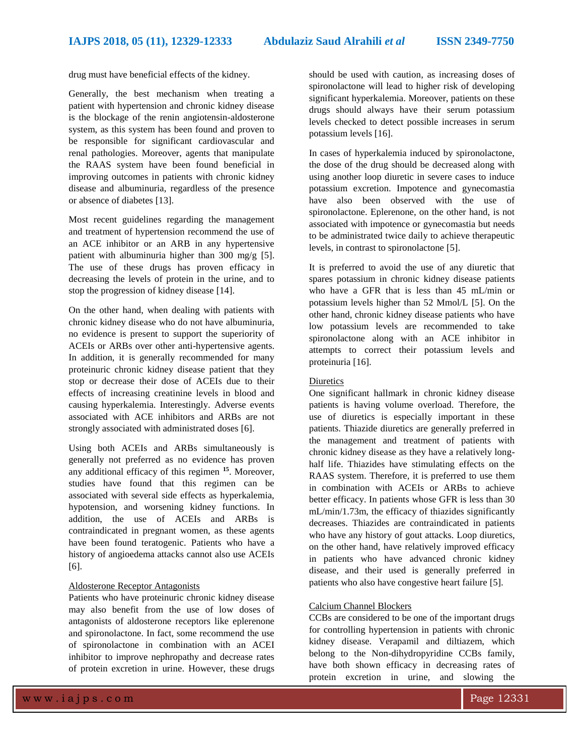drug must have beneficial effects of the kidney.

Generally, the best mechanism when treating a patient with hypertension and chronic kidney disease is the blockage of the renin angiotensin-aldosterone system, as this system has been found and proven to be responsible for significant cardiovascular and renal pathologies. Moreover, agents that manipulate the RAAS system have been found beneficial in improving outcomes in patients with chronic kidney disease and albuminuria, regardless of the presence or absence of diabetes [13].

Most recent guidelines regarding the management and treatment of hypertension recommend the use of an ACE inhibitor or an ARB in any hypertensive patient with albuminuria higher than 300 mg/g [5]. The use of these drugs has proven efficacy in decreasing the levels of protein in the urine, and to stop the progression of kidney disease [14].

On the other hand, when dealing with patients with chronic kidney disease who do not have albuminuria, no evidence is present to support the superiority of ACEIs or ARBs over other anti-hypertensive agents. In addition, it is generally recommended for many proteinuric chronic kidney disease patient that they stop or decrease their dose of ACEIs due to their effects of increasing creatinine levels in blood and causing hyperkalemia. Interestingly. Adverse events associated with ACE inhibitors and ARBs are not strongly associated with administrated doses [6].

Using both ACEIs and ARBs simultaneously is generally not preferred as no evidence has proven any additional efficacy of this regimen [15]. Moreover, studies have found that this regimen can be associated with several side effects as hyperkalemia, hypotension, and worsening kidney functions. In addition, the use of ACEIs and ARBs is contraindicated in pregnant women, as these agents have been found teratogenic. Patients who have a history of angioedema attacks cannot also use ACEIs [6].

Aldosterone Receptor Antagonists

Patients who have proteinuric chronic kidney disease may also benefit from the use of low doses of antagonists of aldosterone receptors like eplerenone and spironolactone. In fact, some recommend the use of spironolactone in combination with an ACEI inhibitor to improve nephropathy and decrease rates of protein excretion in urine. However, these drugs should be used with caution, as increasing doses of spironolactone will lead to higher risk of developing significant hyperkalemia. Moreover, patients on these drugs should always have their serum potassium levels checked to detect possible increases in serum potassium levels [16].

In cases of hyperkalemia induced by spironolactone, the dose of the drug should be decreased along with using another loop diuretic in severe cases to induce potassium excretion. Impotence and gynecomastia have also been observed with the use of spironolactone. Eplerenone, on the other hand, is not associated with impotence or gynecomastia but needs to be administrated twice daily to achieve therapeutic levels, in contrast to spironolactone [5].

It is preferred to avoid the use of any diuretic that spares potassium in chronic kidney disease patients who have a GFR that is less than 45 mL/min or potassium levels higher than 52 Mmol/L [5]. On the other hand, chronic kidney disease patients who have low potassium levels are recommended to take spironolactone along with an ACE inhibitor in attempts to correct their potassium levels and proteinuria [16].

Diuretics

One significant hallmark in chronic kidney disease patients is having volume overload. Therefore, the use of diuretics is especially important in these patients. Thiazide diuretics are generally preferred in the management and treatment of patients with chronic kidney disease as they have a relatively long-half life. Thiazides have stimulating effects on the RAAS system. Therefore, it is preferred to use them in combination with ACEIs or ARBs to achieve better efficacy. In patients whose GFR is less than 30 mL/min/1.73m, the efficacy of thiazides significantly decreases. Thiazides are contraindicated in patients who have any history of gout attacks. Loop diuretics, on the other hand, have relatively improved efficacy in patients who have advanced chronic kidney disease, and their used is generally preferred in patients who also have congestive heart failure [5].

Calcium Channel Blockers

CCBs are considered to be one of the important drugs for controlling hypertension in patients with chronic kidney disease. Verapamil and diltiazem, which belong to the Non-dihydropyridine CCBs family, have both shown efficacy in decreasing rates of protein excretion in urine, and slowing the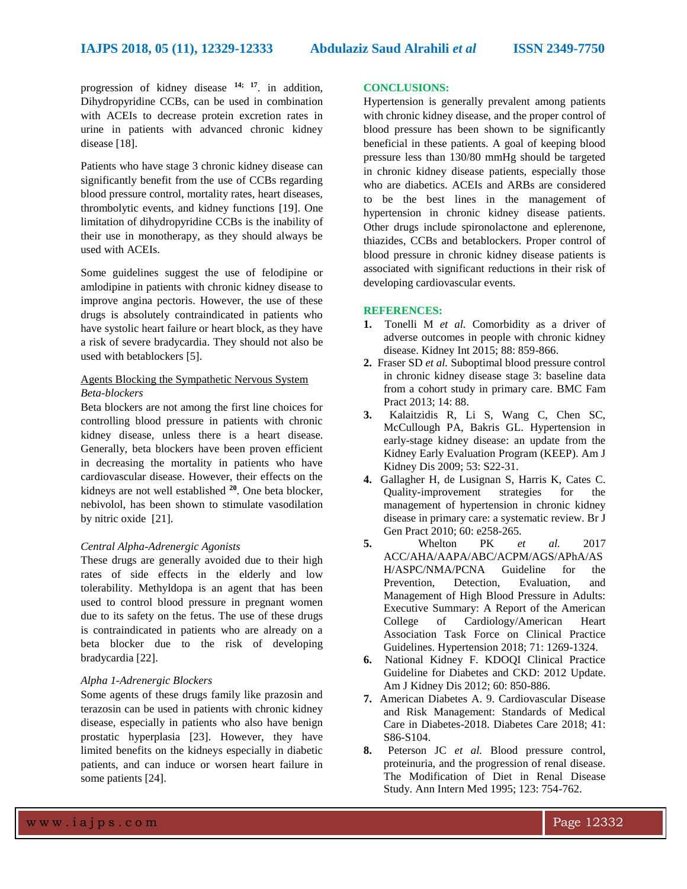progression of kidney disease [14; 17]. in addition, Dihydropyridine CCBs, can be used in combination with ACEIs to decrease protein excretion rates in urine in patients with advanced chronic kidney disease [18].

Patients who have stage 3 chronic kidney disease can significantly benefit from the use of CCBs regarding blood pressure control, mortality rates, heart diseases, thrombolytic events, and kidney functions [19]. One limitation of dihydropyridine CCBs is the inability of their use in monotherapy, as they should always be used with ACEIs.

Some guidelines suggest the use of felodipine or amlodipine in patients with chronic kidney disease to improve angina pectoris. However, the use of these drugs is absolutely contraindicated in patients who have systolic heart failure or heart block, as they have a risk of severe bradycardia. They should not also be used with betablockers [5].

Agents Blocking the Sympathetic Nervous System

*Beta-blockers*

Beta blockers are not among the first line choices for controlling blood pressure in patients with chronic kidney disease, unless there is a heart disease. Generally, beta blockers have been proven efficient in decreasing the mortality in patients who have cardiovascular disease. However, their effects on the kidneys are not well established [20]. One beta blocker, nebivolol, has been shown to stimulate vasodilation by nitric oxide [21].

*Central Alpha-Adrenergic Agonists*

These drugs are generally avoided due to their high rates of side effects in the elderly and low tolerability. Methyldopa is an agent that has been used to control blood pressure in pregnant women due to its safety on the fetus. The use of these drugs is contraindicated in patients who are already on a beta blocker due to the risk of developing bradycardia [22].

*Alpha 1-Adrenergic Blockers*

Some agents of these drugs family like prazosin and terazosin can be used in patients with chronic kidney disease, especially in patients who also have benign prostatic hyperplasia [23]. However, they have limited benefits on the kidneys especially in diabetic patients, and can induce or worsen heart failure in some patients [24].

## CONCLUSIONS:

Hypertension is generally prevalent among patients with chronic kidney disease, and the proper control of blood pressure has been shown to be significantly beneficial in these patients. A goal of keeping blood pressure less than 130/80 mmHg should be targeted in chronic kidney disease patients, especially those who are diabetics. ACEIs and ARBs are considered to be the best lines in the management of hypertension in chronic kidney disease patients. Other drugs include spironolactone and eplerenone, thiazides, CCBs and betablockers. Proper control of blood pressure in chronic kidney disease patients is associated with significant reductions in their risk of developing cardiovascular events.

## REFERENCES:

1. Tonelli M *et al.* Comorbidity as a driver of adverse outcomes in people with chronic kidney disease. Kidney Int 2015; 88: 859-866.
2. Fraser SD *et al.* Suboptimal blood pressure control in chronic kidney disease stage 3: baseline data from a cohort study in primary care. BMC Fam Pract 2013; 14: 88.
3. Kalaitzidis R, Li S, Wang C, Chen SC, McCullough PA, Bakris GL. Hypertension in early-stage kidney disease: an update from the Kidney Early Evaluation Program (KEEP). Am J Kidney Dis 2009; 53: S22-31.
4. Gallagher H, de Lusignan S, Harris K, Cates C. Quality-improvement strategies for the management of hypertension in chronic kidney disease in primary care: a systematic review. Br J Gen Pract 2010; 60: e258-265.
5. Whelton PK *et al.* 2017 ACC/AHA/AAPA/ABC/ACPM/AGS/APhA/ASH/ASPC/NMA/PCNA Guideline for the Prevention, Detection, Evaluation, and Management of High Blood Pressure in Adults: Executive Summary: A Report of the American College of Cardiology/American Heart Association Task Force on Clinical Practice Guidelines. Hypertension 2018; 71: 1269-1324.
6. National Kidney F. KDOQI Clinical Practice Guideline for Diabetes and CKD: 2012 Update. Am J Kidney Dis 2012; 60: 850-886.
7. American Diabetes A. 9. Cardiovascular Disease and Risk Management: Standards of Medical Care in Diabetes-2018. Diabetes Care 2018; 41: S86-S104.
8. Peterson JC *et al.* Blood pressure control, proteinuria, and the progression of renal disease. The Modification of Diet in Renal Disease Study. Ann Intern Med 1995; 123: 754-762.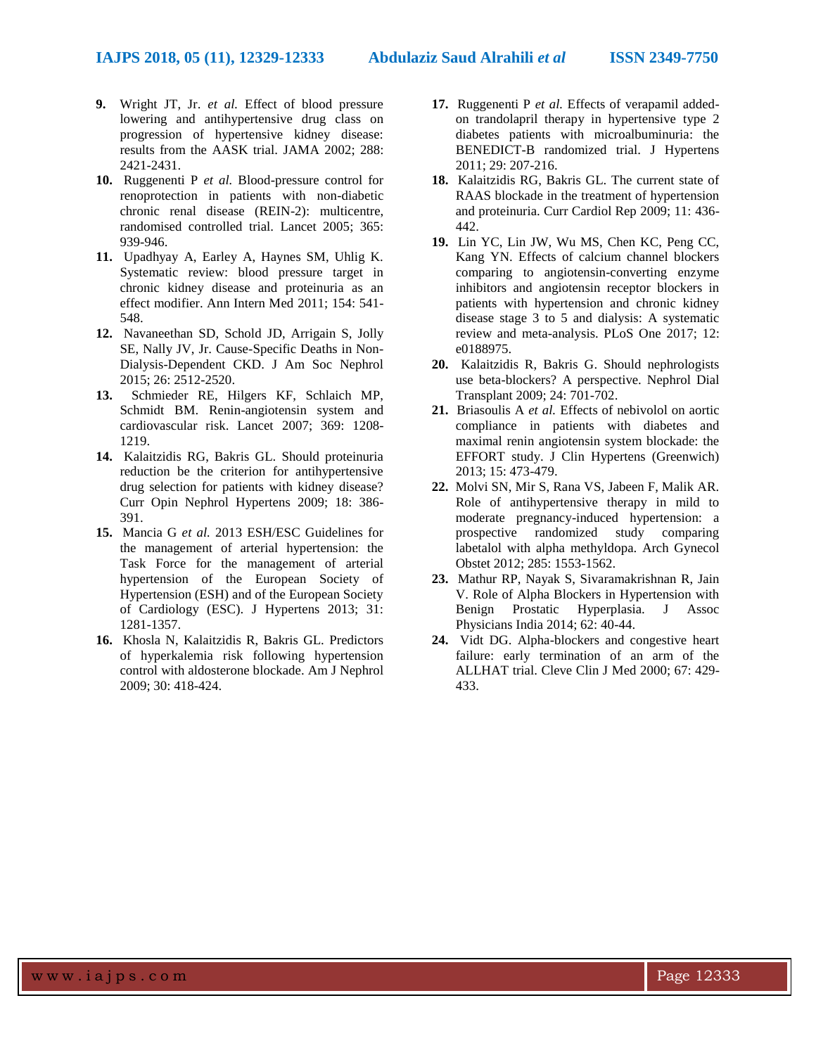9. Wright JT, Jr. *et al.* Effect of blood pressure lowering and antihypertensive drug class on progression of hypertensive kidney disease: results from the AASK trial. JAMA 2002; 288: 2421-2431.
10. Ruggenenti P *et al.* Blood-pressure control for renoprotection in patients with non-diabetic chronic renal disease (REIN-2): multicentre, randomised controlled trial. Lancet 2005; 365: 939-946.
11. Upadhyay A, Earley A, Haynes SM, Uhlig K. Systematic review: blood pressure target in chronic kidney disease and proteinuria as an effect modifier. Ann Intern Med 2011; 154: 541-548.
12. Navaneethan SD, Schold JD, Arrigain S, Jolly SE, Nally JV, Jr. Cause-Specific Deaths in Non-Dialysis-Dependent CKD. J Am Soc Nephrol 2015; 26: 2512-2520.
13. Schmieder RE, Hilgers KF, Schlaich MP, Schmidt BM. Renin-angiotensin system and cardiovascular risk. Lancet 2007; 369: 1208-1219.
14. Kalaitzidis RG, Bakris GL. Should proteinuria reduction be the criterion for antihypertensive drug selection for patients with kidney disease? Curr Opin Nephrol Hypertens 2009; 18: 386-391.
15. Mancia G *et al.* 2013 ESH/ESC Guidelines for the management of arterial hypertension: the Task Force for the management of arterial hypertension of the European Society of Hypertension (ESH) and of the European Society of Cardiology (ESC). J Hypertens 2013; 31: 1281-1357.
16. Khosla N, Kalaitzidis R, Bakris GL. Predictors of hyperkalemia risk following hypertension control with aldosterone blockade. Am J Nephrol 2009; 30: 418-424.
17. Ruggenenti P *et al.* Effects of verapamil added-on trandolapril therapy in hypertensive type 2 diabetes patients with microalbuminuria: the BENEDICT-B randomized trial. J Hypertens 2011; 29: 207-216.
18. Kalaitzidis RG, Bakris GL. The current state of RAAS blockade in the treatment of hypertension and proteinuria. Curr Cardiol Rep 2009; 11: 436-442.
19. Lin YC, Lin JW, Wu MS, Chen KC, Peng CC, Kang YN. Effects of calcium channel blockers comparing to angiotensin-converting enzyme inhibitors and angiotensin receptor blockers in patients with hypertension and chronic kidney disease stage 3 to 5 and dialysis: A systematic review and meta-analysis. PLoS One 2017; 12: e0188975.
20. Kalaitzidis R, Bakris G. Should nephrologists use beta-blockers? A perspective. Nephrol Dial Transplant 2009; 24: 701-702.
21. Briasoulis A *et al.* Effects of nebivolol on aortic compliance in patients with diabetes and maximal renin angiotensin system blockade: the EFFORT study. J Clin Hypertens (Greenwich) 2013; 15: 473-479.
22. Molvi SN, Mir S, Rana VS, Jabeen F, Malik AR. Role of antihypertensive therapy in mild to moderate pregnancy-induced hypertension: a prospective randomized study comparing labetalol with alpha methyldopa. Arch Gynecol Obstet 2012; 285: 1553-1562.
23. Mathur RP, Nayak S, Sivaramakrishnan R, Jain V. Role of Alpha Blockers in Hypertension with Benign Prostatic Hyperplasia. J Assoc Physicians India 2014; 62: 40-44.
24. Vidt DG. Alpha-blockers and congestive heart failure: early termination of an arm of the ALLHAT trial. Cleve Clin J Med 2000; 67: 429-433.